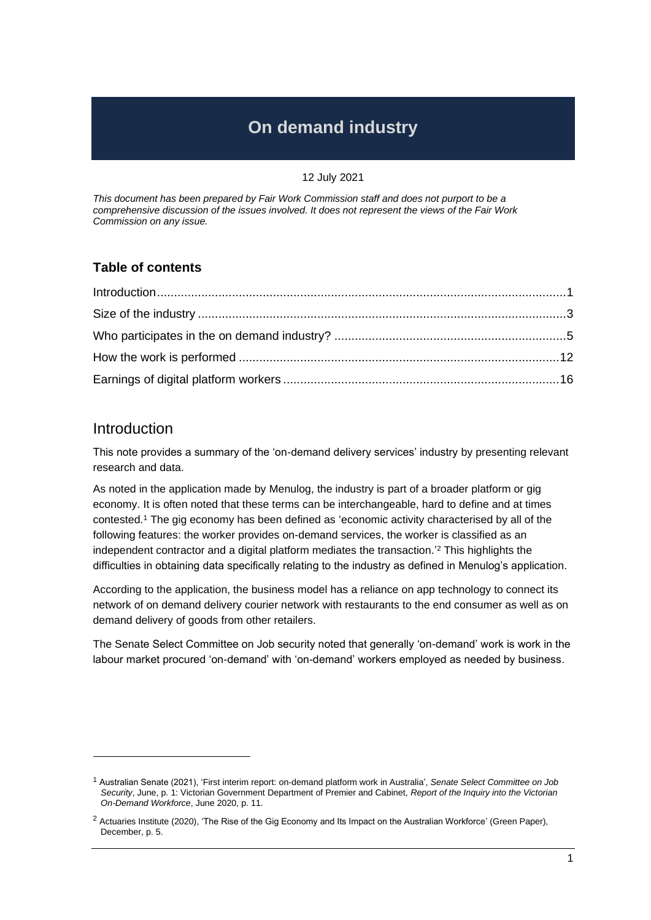# On demand industry

12 July 2021

*This document has been prepared by Fair Work Commission staff and does not purport to be a comprehensive discussion of the issues involved. It does not represent the views of the Fair Work Commission on any issue.*

### Table of contents

- Introduction....1
- Size of the industry....3
- Who participates in the on demand industry?....5
- How the work is performed....12
- Earnings of digital platform workers....16

## Introduction

This note provides a summary of the 'on-demand delivery services' industry by presenting relevant research and data.

As noted in the application made by Menulog, the industry is part of a broader platform or gig economy. It is often noted that these terms can be interchangeable, hard to define and at times contested.[1] The gig economy has been defined as 'economic activity characterised by all of the following features: the worker provides on-demand services, the worker is classified as an independent contractor and a digital platform mediates the transaction.'[2] This highlights the difficulties in obtaining data specifically relating to the industry as defined in Menulog's application.

According to the application, the business model has a reliance on app technology to connect its network of on demand delivery courier network with restaurants to the end consumer as well as on demand delivery of goods from other retailers.

The Senate Select Committee on Job security noted that generally 'on-demand' work is work in the labour market procured 'on-demand' with 'on-demand' workers employed as needed by business.

---

[1] Australian Senate (2021), 'First interim report: on-demand platform work in Australia', *Senate Select Committee on Job Security*, June, p. 1: Victorian Government Department of Premier and Cabinet, *Report of the Inquiry into the Victorian On-Demand Workforce*, June 2020, p. 11.

[2] Actuaries Institute (2020), 'The Rise of the Gig Economy and Its Impact on the Australian Workforce' (Green Paper), December, p. 5.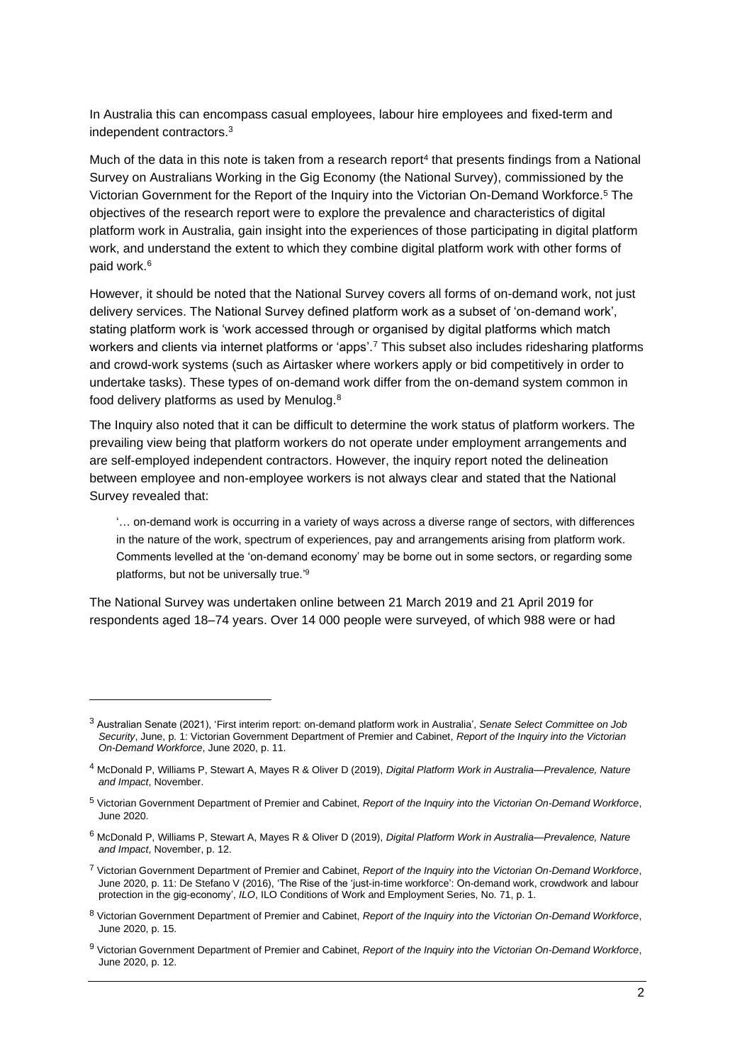In Australia this can encompass casual employees, labour hire employees and fixed-term and independent contractors.[3]

Much of the data in this note is taken from a research report[4] that presents findings from a National Survey on Australians Working in the Gig Economy (the National Survey), commissioned by the Victorian Government for the Report of the Inquiry into the Victorian On-Demand Workforce.[5] The objectives of the research report were to explore the prevalence and characteristics of digital platform work in Australia, gain insight into the experiences of those participating in digital platform work, and understand the extent to which they combine digital platform work with other forms of paid work.[6]

However, it should be noted that the National Survey covers all forms of on-demand work, not just delivery services. The National Survey defined platform work as a subset of 'on-demand work', stating platform work is 'work accessed through or organised by digital platforms which match workers and clients via internet platforms or 'apps'.[7] This subset also includes ridesharing platforms and crowd-work systems (such as Airtasker where workers apply or bid competitively in order to undertake tasks). These types of on-demand work differ from the on-demand system common in food delivery platforms as used by Menulog.[8]

The Inquiry also noted that it can be difficult to determine the work status of platform workers. The prevailing view being that platform workers do not operate under employment arrangements and are self-employed independent contractors. However, the inquiry report noted the delineation between employee and non-employee workers is not always clear and stated that the National Survey revealed that:

> '… on-demand work is occurring in a variety of ways across a diverse range of sectors, with differences in the nature of the work, spectrum of experiences, pay and arrangements arising from platform work. Comments levelled at the 'on-demand economy' may be borne out in some sectors, or regarding some platforms, but not be universally true.'[9]

The National Survey was undertaken online between 21 March 2019 and 21 April 2019 for respondents aged 18–74 years. Over 14 000 people were surveyed, of which 988 were or had

---

[3] Australian Senate (2021), 'First interim report: on-demand platform work in Australia', *Senate Select Committee on Job Security*, June, p. 1: Victorian Government Department of Premier and Cabinet, *Report of the Inquiry into the Victorian On-Demand Workforce*, June 2020, p. 11.

[4] McDonald P, Williams P, Stewart A, Mayes R & Oliver D (2019), *Digital Platform Work in Australia—Prevalence, Nature and Impact*, November.

[5] Victorian Government Department of Premier and Cabinet, *Report of the Inquiry into the Victorian On-Demand Workforce*, June 2020.

[6] McDonald P, Williams P, Stewart A, Mayes R & Oliver D (2019), *Digital Platform Work in Australia—Prevalence, Nature and Impact*, November, p. 12.

[7] Victorian Government Department of Premier and Cabinet, *Report of the Inquiry into the Victorian On-Demand Workforce*, June 2020, p. 11: De Stefano V (2016), 'The Rise of the 'just-in-time workforce': On-demand work, crowdwork and labour protection in the gig-economy', *ILO*, ILO Conditions of Work and Employment Series, No. 71, p. 1.

[8] Victorian Government Department of Premier and Cabinet, *Report of the Inquiry into the Victorian On-Demand Workforce*, June 2020, p. 15.

[9] Victorian Government Department of Premier and Cabinet, *Report of the Inquiry into the Victorian On-Demand Workforce*, June 2020, p. 12.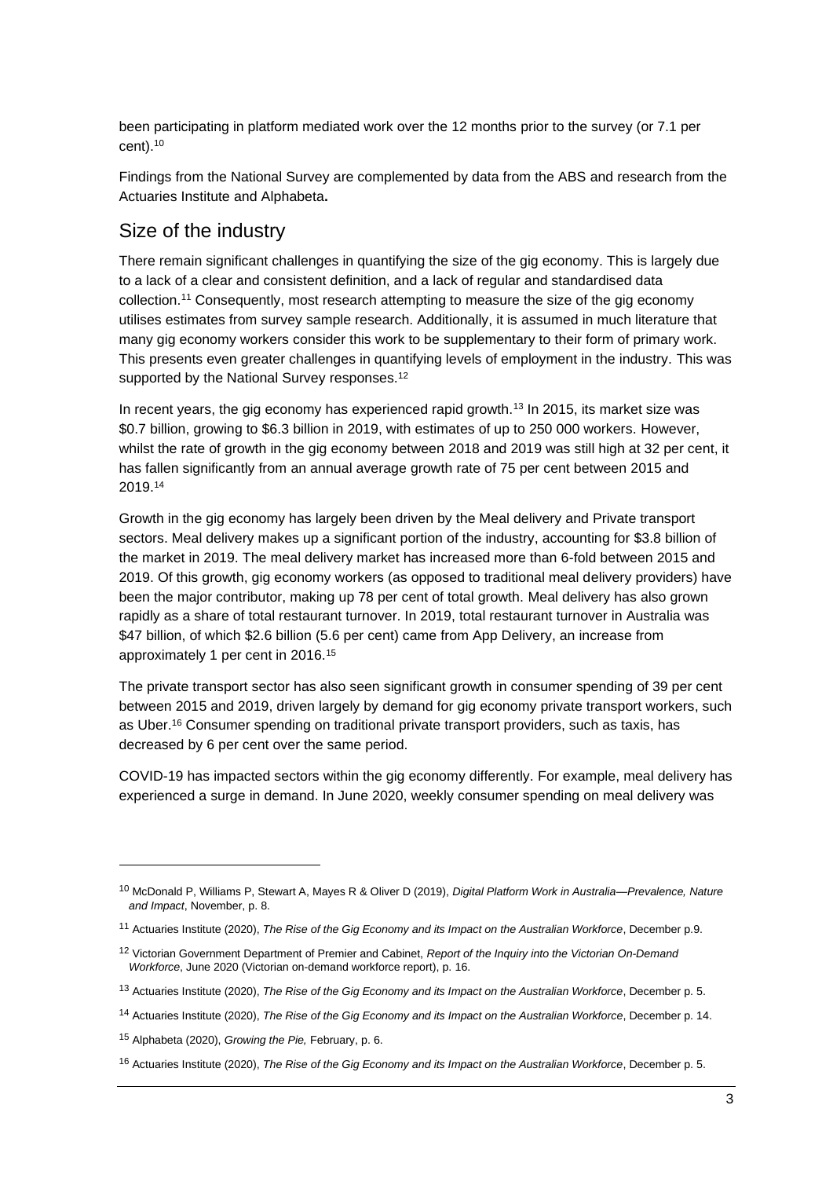been participating in platform mediated work over the 12 months prior to the survey (or 7.1 per cent).[10]

Findings from the National Survey are complemented by data from the ABS and research from the Actuaries Institute and Alphabeta**.**

## Size of the industry

There remain significant challenges in quantifying the size of the gig economy. This is largely due to a lack of a clear and consistent definition, and a lack of regular and standardised data collection.[11] Consequently, most research attempting to measure the size of the gig economy utilises estimates from survey sample research. Additionally, it is assumed in much literature that many gig economy workers consider this work to be supplementary to their form of primary work. This presents even greater challenges in quantifying levels of employment in the industry. This was supported by the National Survey responses.[12]

In recent years, the gig economy has experienced rapid growth.[13] In 2015, its market size was $0.7 billion, growing to $6.3 billion in 2019, with estimates of up to 250 000 workers. However, whilst the rate of growth in the gig economy between 2018 and 2019 was still high at 32 per cent, it has fallen significantly from an annual average growth rate of 75 per cent between 2015 and 2019.[14]

Growth in the gig economy has largely been driven by the Meal delivery and Private transport sectors. Meal delivery makes up a significant portion of the industry, accounting for $3.8 billion of the market in 2019. The meal delivery market has increased more than 6-fold between 2015 and 2019. Of this growth, gig economy workers (as opposed to traditional meal delivery providers) have been the major contributor, making up 78 per cent of total growth. Meal delivery has also grown rapidly as a share of total restaurant turnover. In 2019, total restaurant turnover in Australia was $47 billion, of which $2.6 billion (5.6 per cent) came from App Delivery, an increase from approximately 1 per cent in 2016.[15]

The private transport sector has also seen significant growth in consumer spending of 39 per cent between 2015 and 2019, driven largely by demand for gig economy private transport workers, such as Uber.[16] Consumer spending on traditional private transport providers, such as taxis, has decreased by 6 per cent over the same period.

COVID-19 has impacted sectors within the gig economy differently. For example, meal delivery has experienced a surge in demand. In June 2020, weekly consumer spending on meal delivery was

---

[10] McDonald P, Williams P, Stewart A, Mayes R & Oliver D (2019), *Digital Platform Work in Australia—Prevalence, Nature and Impact*, November, p. 8.

[11] Actuaries Institute (2020), *The Rise of the Gig Economy and its Impact on the Australian Workforce*, December p.9.

[12] Victorian Government Department of Premier and Cabinet, *Report of the Inquiry into the Victorian On-Demand Workforce*, June 2020 (Victorian on-demand workforce report), p. 16.

[13] Actuaries Institute (2020), *The Rise of the Gig Economy and its Impact on the Australian Workforce*, December p. 5.

[14] Actuaries Institute (2020), *The Rise of the Gig Economy and its Impact on the Australian Workforce*, December p. 14.

[15] Alphabeta (2020), *Growing the Pie,* February, p. 6.

[16] Actuaries Institute (2020), *The Rise of the Gig Economy and its Impact on the Australian Workforce*, December p. 5.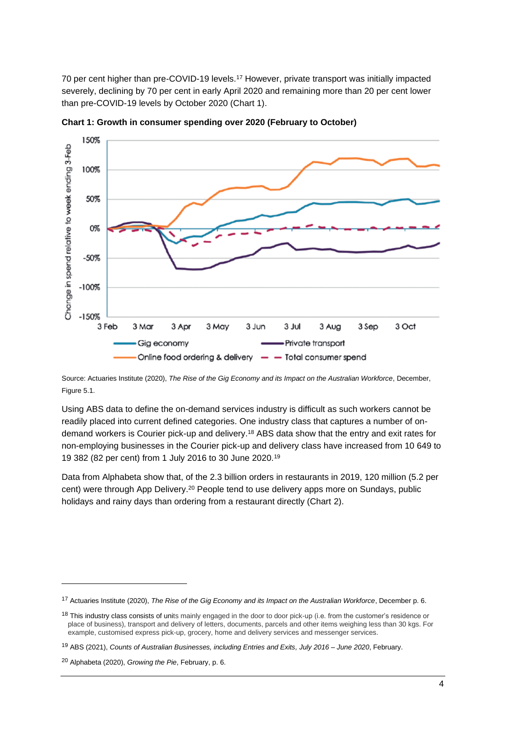70 per cent higher than pre-COVID-19 levels.[17] However, private transport was initially impacted severely, declining by 70 per cent in early April 2020 and remaining more than 20 per cent lower than pre-COVID-19 levels by October 2020 (Chart 1).

**Chart 1: Growth in consumer spending over 2020 (February to October)**

Source: Actuaries Institute (2020), *The Rise of the Gig Economy and its Impact on the Australian Workforce*, December, Figure 5.1.

Using ABS data to define the on-demand services industry is difficult as such workers cannot be readily placed into current defined categories. One industry class that captures a number of on-demand workers is Courier pick-up and delivery.[18] ABS data show that the entry and exit rates for non-employing businesses in the Courier pick-up and delivery class have increased from 10 649 to 19 382 (82 per cent) from 1 July 2016 to 30 June 2020.[19]

Data from Alphabeta show that, of the 2.3 billion orders in restaurants in 2019, 120 million (5.2 per cent) were through App Delivery.[20] People tend to use delivery apps more on Sundays, public holidays and rainy days than ordering from a restaurant directly (Chart 2).

---

[17] Actuaries Institute (2020), *The Rise of the Gig Economy and its Impact on the Australian Workforce*, December p. 6.

[18] This industry class consists of units mainly engaged in the door to door pick-up (i.e. from the customer's residence or place of business), transport and delivery of letters, documents, parcels and other items weighing less than 30 kgs. For example, customised express pick-up, grocery, home and delivery services and messenger services.

[19] ABS (2021), *Counts of Australian Businesses, including Entries and Exits, July 2016 – June 2020*, February.

[20] Alphabeta (2020), *Growing the Pie*, February, p. 6.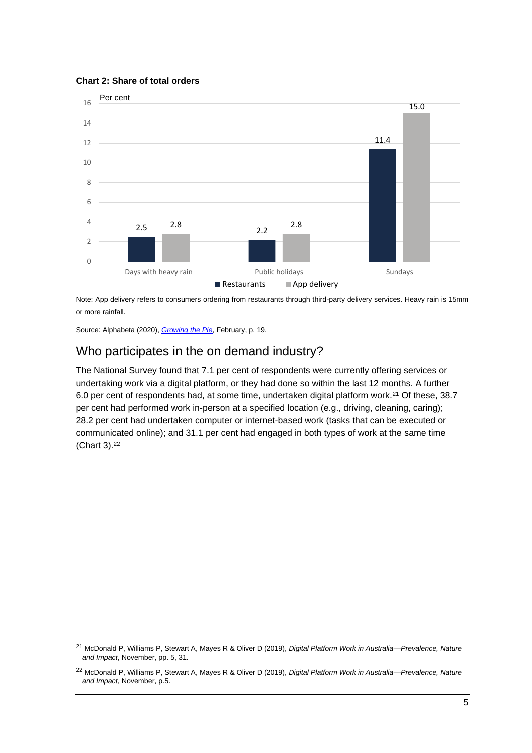**Chart 2: Share of total orders**

| Per cent | Restaurants | App delivery |
|---|---|---|
| Days with heavy rain | 2.5 | 2.8 |
| Public holidays | 2.2 | 2.8 |
| Sundays | 11.4 | 15.0 |

Note: App delivery refers to consumers ordering from restaurants through third-party delivery services. Heavy rain is 15mm or more rainfall.

Source: Alphabeta (2020), *Growing the Pie*, February, p. 19.

## Who participates in the on demand industry?

The National Survey found that 7.1 per cent of respondents were currently offering services or undertaking work via a digital platform, or they had done so within the last 12 months. A further 6.0 per cent of respondents had, at some time, undertaken digital platform work.[21] Of these, 38.7 per cent had performed work in-person at a specified location (e.g., driving, cleaning, caring); 28.2 per cent had undertaken computer or internet-based work (tasks that can be executed or communicated online); and 31.1 per cent had engaged in both types of work at the same time (Chart 3).[22]

---

[21] McDonald P, Williams P, Stewart A, Mayes R & Oliver D (2019), *Digital Platform Work in Australia—Prevalence, Nature and Impact*, November, pp. 5, 31.

[22] McDonald P, Williams P, Stewart A, Mayes R & Oliver D (2019), *Digital Platform Work in Australia—Prevalence, Nature and Impact*, November, p.5.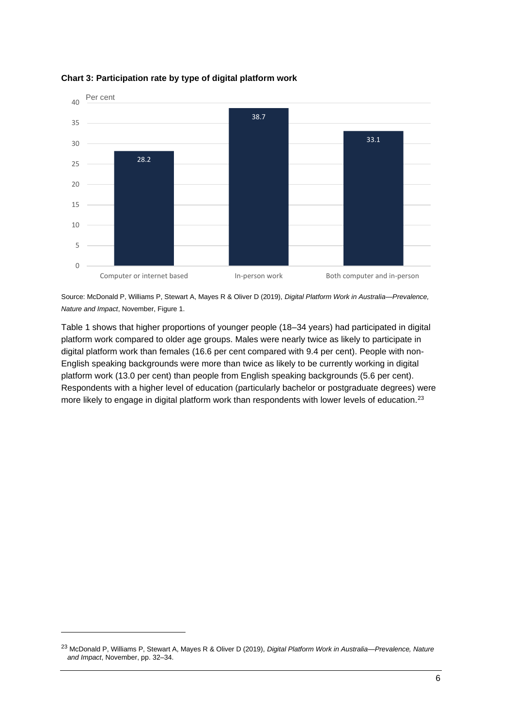**Chart 3: Participation rate by type of digital platform work**

| | Per cent |
|---|---|
| Computer or internet based | 28.2 |
| In-person work | 38.7 |
| Both computer and in-person | 33.1 |

Source: McDonald P, Williams P, Stewart A, Mayes R & Oliver D (2019), *Digital Platform Work in Australia—Prevalence, Nature and Impact*, November, Figure 1.

Table 1 shows that higher proportions of younger people (18–34 years) had participated in digital platform work compared to older age groups. Males were nearly twice as likely to participate in digital platform work than females (16.6 per cent compared with 9.4 per cent). People with non-English speaking backgrounds were more than twice as likely to be currently working in digital platform work (13.0 per cent) than people from English speaking backgrounds (5.6 per cent). Respondents with a higher level of education (particularly bachelor or postgraduate degrees) were more likely to engage in digital platform work than respondents with lower levels of education.[23]

---

[23] McDonald P, Williams P, Stewart A, Mayes R & Oliver D (2019), *Digital Platform Work in Australia—Prevalence, Nature and Impact*, November, pp. 32–34.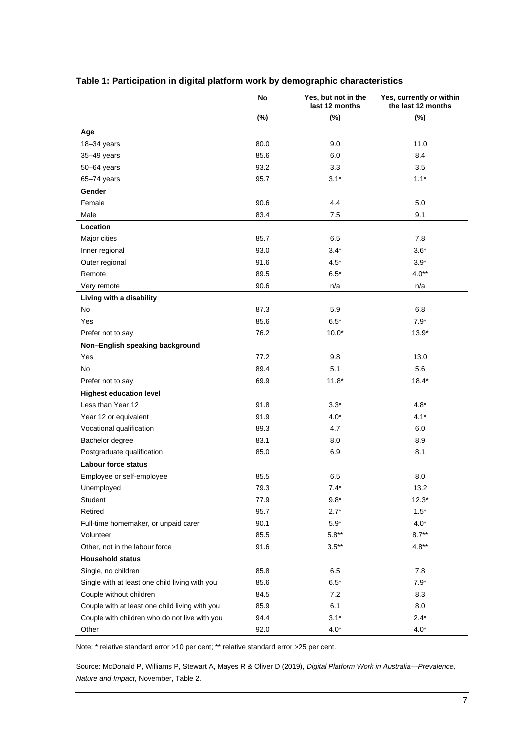**Table 1: Participation in digital platform work by demographic characteristics**

| | No | Yes, but not in the last 12 months | Yes, currently or within the last 12 months |
|---|---|---|---|
| | (%) | (%) | (%) |
| **Age** | | | |
| 18–34 years | 80.0 | 9.0 | 11.0 |
| 35–49 years | 85.6 | 6.0 | 8.4 |
| 50–64 years | 93.2 | 3.3 | 3.5 |
| 65–74 years | 95.7 | 3.1* | 1.1* |
| **Gender** | | | |
| Female | 90.6 | 4.4 | 5.0 |
| Male | 83.4 | 7.5 | 9.1 |
| **Location** | | | |
| Major cities | 85.7 | 6.5 | 7.8 |
| Inner regional | 93.0 | 3.4* | 3.6* |
| Outer regional | 91.6 | 4.5* | 3.9* |
| Remote | 89.5 | 6.5* | 4.0** |
| Very remote | 90.6 | n/a | n/a |
| **Living with a disability** | | | |
| No | 87.3 | 5.9 | 6.8 |
| Yes | 85.6 | 6.5* | 7.9* |
| Prefer not to say | 76.2 | 10.0* | 13.9* |
| **Non–English speaking background** | | | |
| Yes | 77.2 | 9.8 | 13.0 |
| No | 89.4 | 5.1 | 5.6 |
| Prefer not to say | 69.9 | 11.8* | 18.4* |
| **Highest education level** | | | |
| Less than Year 12 | 91.8 | 3.3* | 4.8* |
| Year 12 or equivalent | 91.9 | 4.0* | 4.1* |
| Vocational qualification | 89.3 | 4.7 | 6.0 |
| Bachelor degree | 83.1 | 8.0 | 8.9 |
| Postgraduate qualification | 85.0 | 6.9 | 8.1 |
| **Labour force status** | | | |
| Employee or self-employee | 85.5 | 6.5 | 8.0 |
| Unemployed | 79.3 | 7.4* | 13.2 |
| Student | 77.9 | 9.8* | 12.3* |
| Retired | 95.7 | 2.7* | 1.5* |
| Full-time homemaker, or unpaid carer | 90.1 | 5.9* | 4.0* |
| Volunteer | 85.5 | 5.8** | 8.7** |
| Other, not in the labour force | 91.6 | 3.5** | 4.8** |
| **Household status** | | | |
| Single, no children | 85.8 | 6.5 | 7.8 |
| Single with at least one child living with you | 85.6 | 6.5* | 7.9* |
| Couple without children | 84.5 | 7.2 | 8.3 |
| Couple with at least one child living with you | 85.9 | 6.1 | 8.0 |
| Couple with children who do not live with you | 94.4 | 3.1* | 2.4* |
| Other | 92.0 | 4.0* | 4.0* |

Note: * relative standard error >10 per cent; ** relative standard error >25 per cent.

Source: McDonald P, Williams P, Stewart A, Mayes R & Oliver D (2019), *Digital Platform Work in Australia—Prevalence, Nature and Impact*, November, Table 2.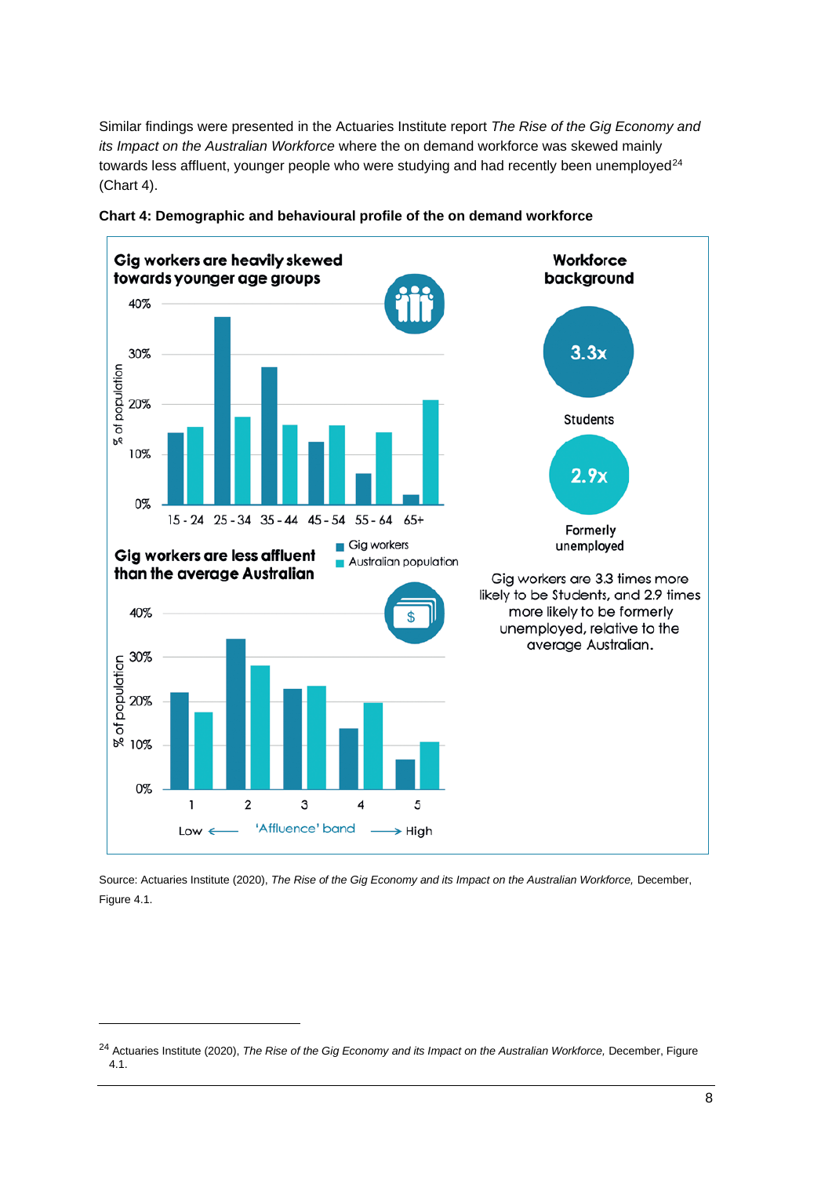Similar findings were presented in the Actuaries Institute report *The Rise of the Gig Economy and its Impact on the Australian Workforce* where the on demand workforce was skewed mainly towards less affluent, younger people who were studying and had recently been unemployed[24] (Chart 4).

**Chart 4: Demographic and behavioural profile of the on demand workforce**

**Gig workers are heavily skewed towards younger age groups**

**Gig workers are less affluent than the average Australian**

**Workforce background**

3.3x Students

2.9x Formerly unemployed

Gig workers are 3.3 times more likely to be Students, and 2.9 times more likely to be formerly unemployed, relative to the average Australian.

Source: Actuaries Institute (2020), *The Rise of the Gig Economy and its Impact on the Australian Workforce,* December, Figure 4.1.

---

[24] Actuaries Institute (2020), *The Rise of the Gig Economy and its Impact on the Australian Workforce,* December, Figure 4.1.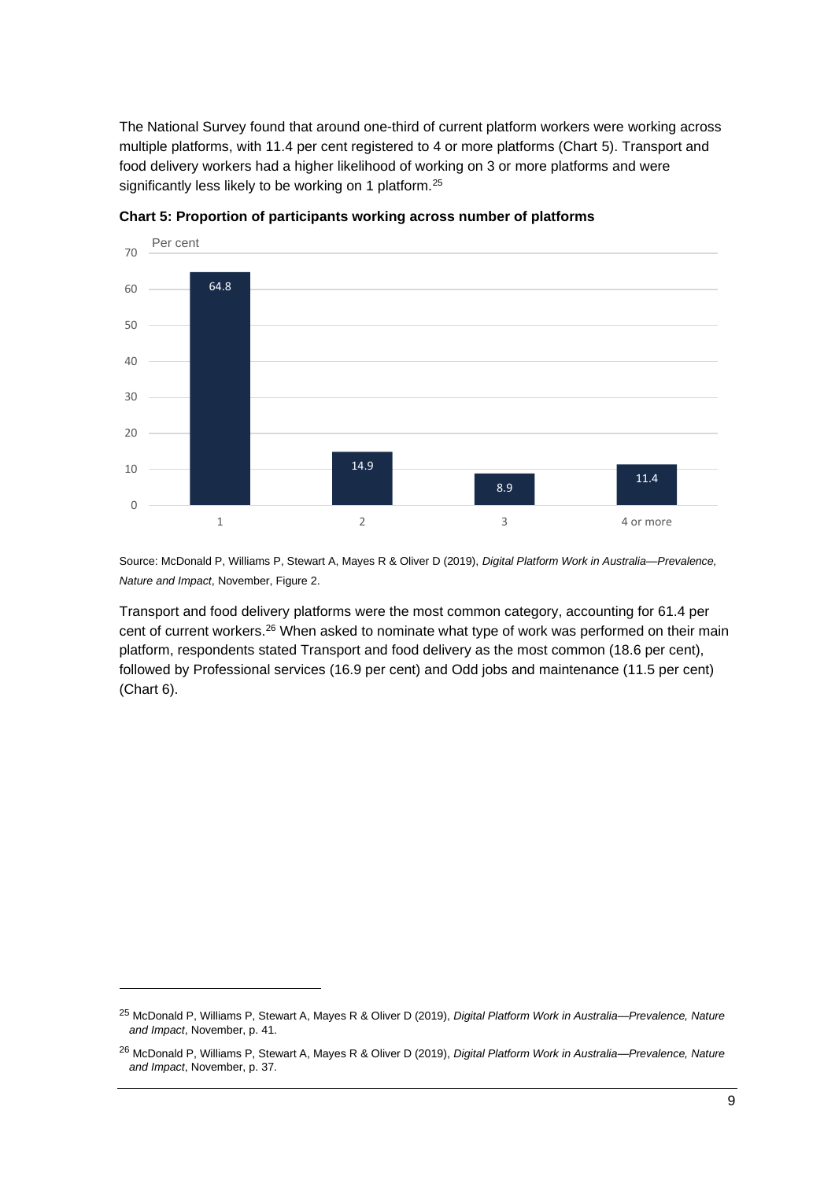The National Survey found that around one-third of current platform workers were working across multiple platforms, with 11.4 per cent registered to 4 or more platforms (Chart 5). Transport and food delivery workers had a higher likelihood of working on 3 or more platforms and were significantly less likely to be working on 1 platform.[25]

**Chart 5: Proportion of participants working across number of platforms**

| Number of platforms | Per cent |
| --- | --- |
| 1 | 64.8 |
| 2 | 14.9 |
| 3 | 8.9 |
| 4 or more | 11.4 |

Source: McDonald P, Williams P, Stewart A, Mayes R & Oliver D (2019), *Digital Platform Work in Australia—Prevalence, Nature and Impact*, November, Figure 2.

Transport and food delivery platforms were the most common category, accounting for 61.4 per cent of current workers.[26] When asked to nominate what type of work was performed on their main platform, respondents stated Transport and food delivery as the most common (18.6 per cent), followed by Professional services (16.9 per cent) and Odd jobs and maintenance (11.5 per cent) (Chart 6).

---

[25] McDonald P, Williams P, Stewart A, Mayes R & Oliver D (2019), *Digital Platform Work in Australia—Prevalence, Nature and Impact*, November, p. 41.

[26] McDonald P, Williams P, Stewart A, Mayes R & Oliver D (2019), *Digital Platform Work in Australia—Prevalence, Nature and Impact*, November, p. 37.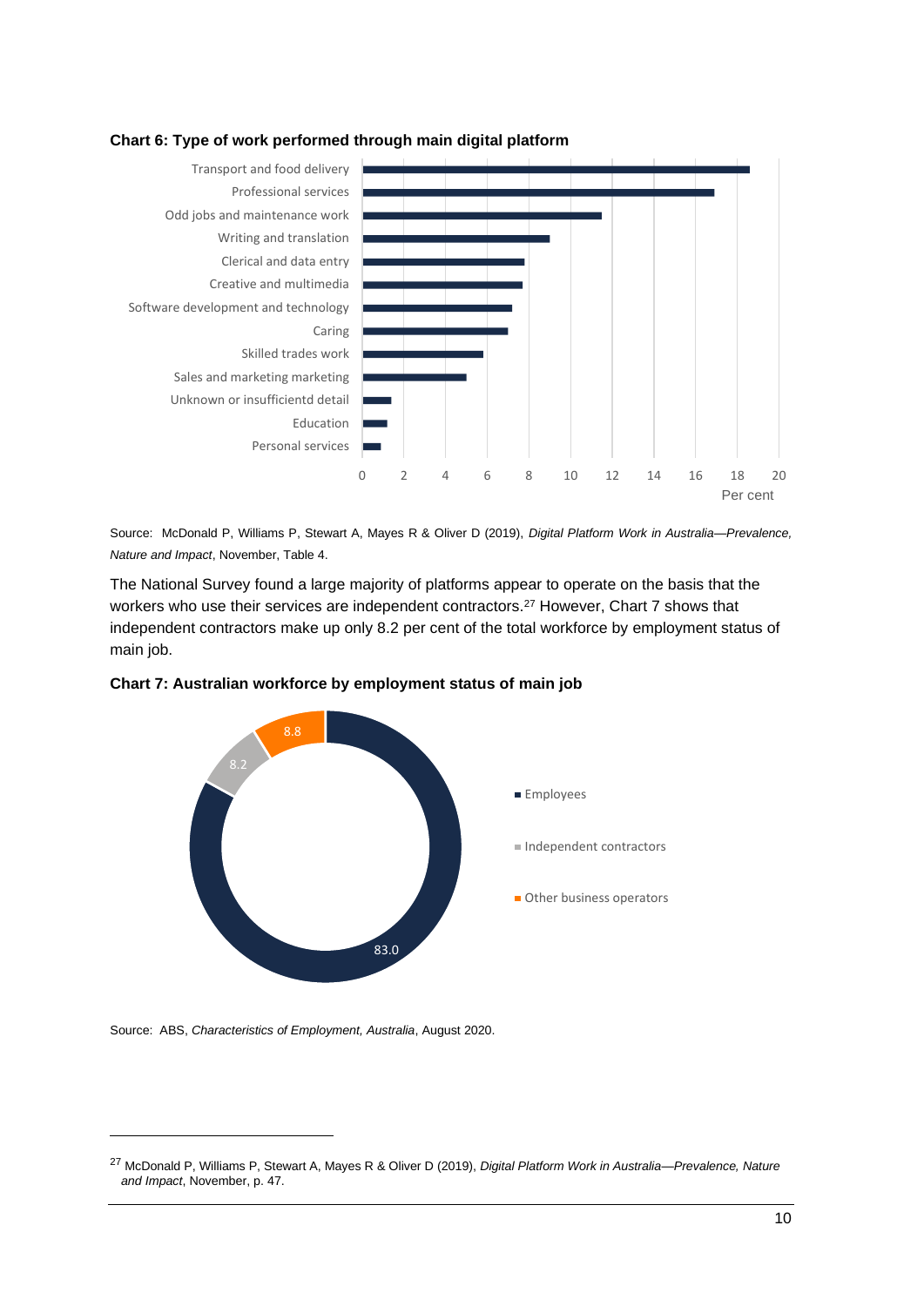**Chart 6: Type of work performed through main digital platform**

| Type of work | Per cent |
|---|---|
| Transport and food delivery | ~18.6 |
| Professional services | ~16.9 |
| Odd jobs and maintenance work | ~11.5 |
| Writing and translation | ~9.0 |
| Clerical and data entry | ~7.8 |
| Creative and multimedia | ~7.7 |
| Software development and technology | ~7.2 |
| Caring | ~7.0 |
| Skilled trades work | ~5.8 |
| Sales and marketing marketing | ~5.0 |
| Unknown or insufficientd detail | ~1.4 |
| Education | ~1.2 |
| Personal services | ~0.9 |

Source: McDonald P, Williams P, Stewart A, Mayes R & Oliver D (2019), *Digital Platform Work in Australia—Prevalence, Nature and Impact*, November, Table 4.

The National Survey found a large majority of platforms appear to operate on the basis that the workers who use their services are independent contractors.[27] However, Chart 7 shows that independent contractors make up only 8.2 per cent of the total workforce by employment status of main job.

**Chart 7: Australian workforce by employment status of main job**

| Employment status | Per cent |
|---|---|
| Employees | 83.0 |
| Independent contractors | 8.2 |
| Other business operators | 8.8 |

Source: ABS, *Characteristics of Employment, Australia*, August 2020.

---

[27] McDonald P, Williams P, Stewart A, Mayes R & Oliver D (2019), *Digital Platform Work in Australia—Prevalence, Nature and Impact*, November, p. 47.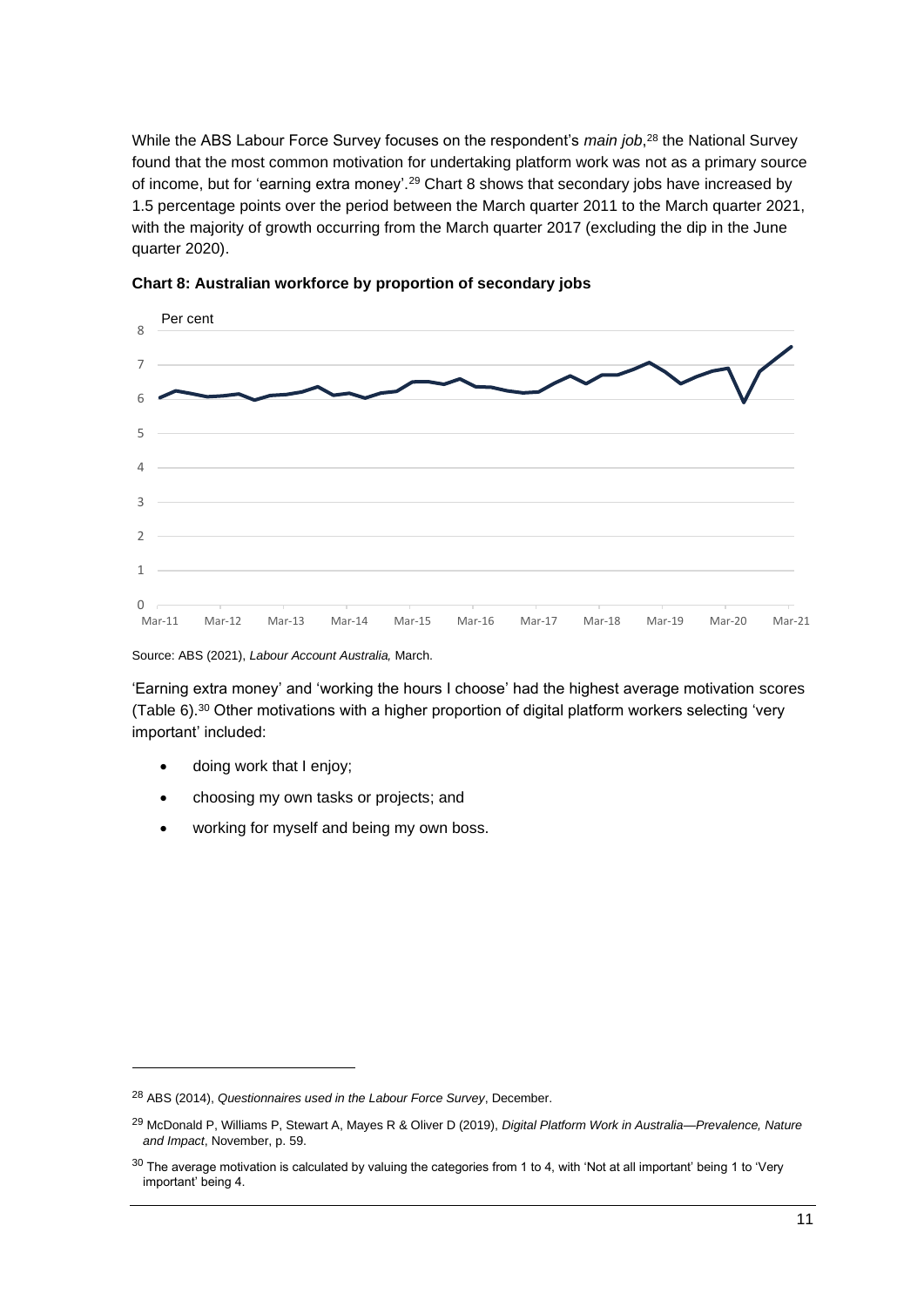While the ABS Labour Force Survey focuses on the respondent's *main job*,[28] the National Survey found that the most common motivation for undertaking platform work was not as a primary source of income, but for 'earning extra money'.[29] Chart 8 shows that secondary jobs have increased by 1.5 percentage points over the period between the March quarter 2011 to the March quarter 2021, with the majority of growth occurring from the March quarter 2017 (excluding the dip in the June quarter 2020).

**Chart 8: Australian workforce by proportion of secondary jobs**

Source: ABS (2021), *Labour Account Australia,* March.

'Earning extra money' and 'working the hours I choose' had the highest average motivation scores (Table 6).[30] Other motivations with a higher proportion of digital platform workers selecting 'very important' included:

- doing work that I enjoy;
- choosing my own tasks or projects; and
- working for myself and being my own boss.

---

[28] ABS (2014), *Questionnaires used in the Labour Force Survey*, December.

[29] McDonald P, Williams P, Stewart A, Mayes R & Oliver D (2019), *Digital Platform Work in Australia—Prevalence, Nature and Impact*, November, p. 59.

[30] The average motivation is calculated by valuing the categories from 1 to 4, with 'Not at all important' being 1 to 'Very important' being 4.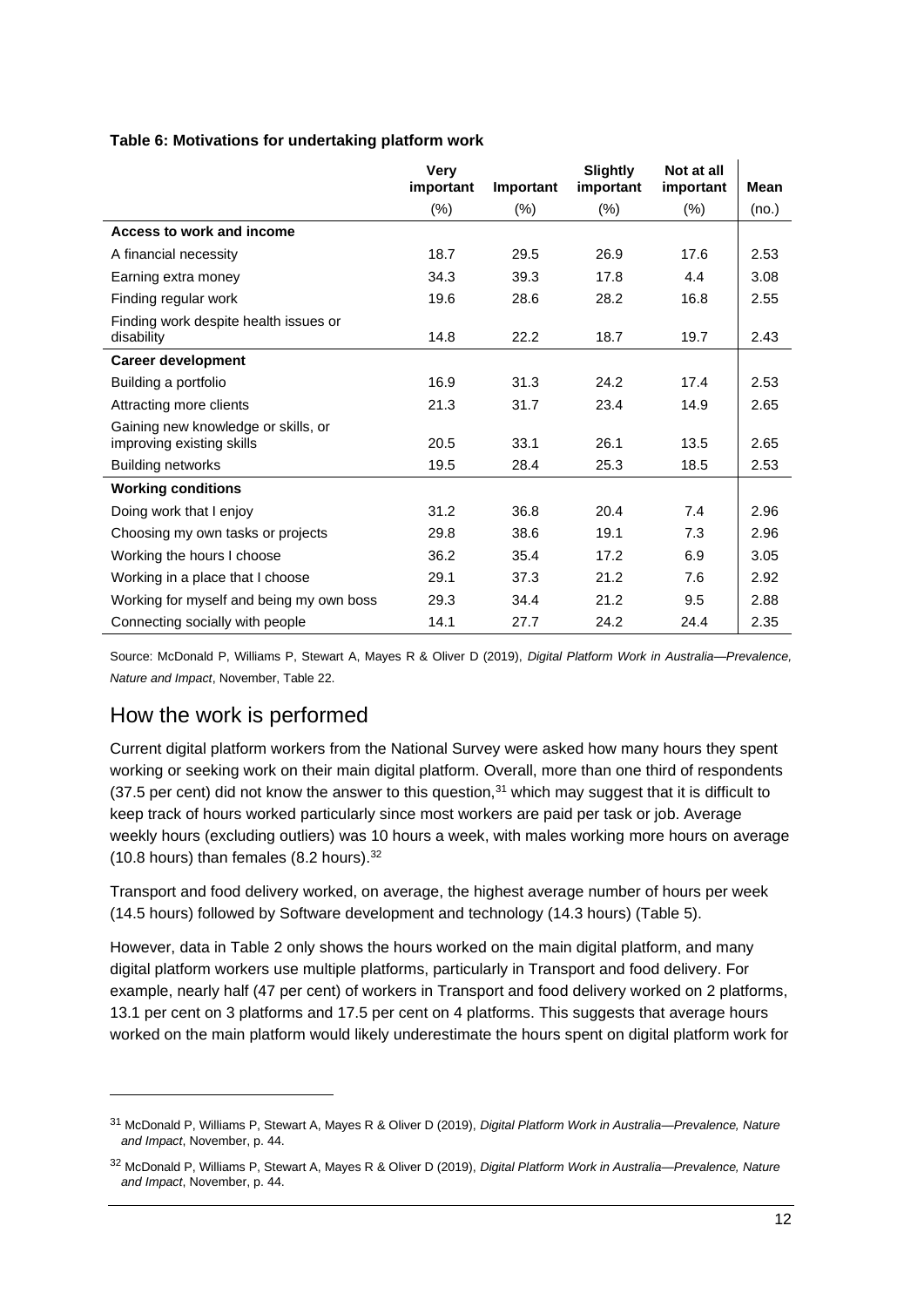**Table 6: Motivations for undertaking platform work**

| | Very important | Important | Slightly important | Not at all important | Mean |
|---|---|---|---|---|---|
| | (%) | (%) | (%) | (%) | (no.) |
| **Access to work and income** | | | | | |
| A financial necessity | 18.7 | 29.5 | 26.9 | 17.6 | 2.53 |
| Earning extra money | 34.3 | 39.3 | 17.8 | 4.4 | 3.08 |
| Finding regular work | 19.6 | 28.6 | 28.2 | 16.8 | 2.55 |
| Finding work despite health issues or disability | 14.8 | 22.2 | 18.7 | 19.7 | 2.43 |
| **Career development** | | | | | |
| Building a portfolio | 16.9 | 31.3 | 24.2 | 17.4 | 2.53 |
| Attracting more clients | 21.3 | 31.7 | 23.4 | 14.9 | 2.65 |
| Gaining new knowledge or skills, or improving existing skills | 20.5 | 33.1 | 26.1 | 13.5 | 2.65 |
| Building networks | 19.5 | 28.4 | 25.3 | 18.5 | 2.53 |
| **Working conditions** | | | | | |
| Doing work that I enjoy | 31.2 | 36.8 | 20.4 | 7.4 | 2.96 |
| Choosing my own tasks or projects | 29.8 | 38.6 | 19.1 | 7.3 | 2.96 |
| Working the hours I choose | 36.2 | 35.4 | 17.2 | 6.9 | 3.05 |
| Working in a place that I choose | 29.1 | 37.3 | 21.2 | 7.6 | 2.92 |
| Working for myself and being my own boss | 29.3 | 34.4 | 21.2 | 9.5 | 2.88 |
| Connecting socially with people | 14.1 | 27.7 | 24.2 | 24.4 | 2.35 |

Source: McDonald P, Williams P, Stewart A, Mayes R & Oliver D (2019), *Digital Platform Work in Australia—Prevalence, Nature and Impact*, November, Table 22.

## How the work is performed

Current digital platform workers from the National Survey were asked how many hours they spent working or seeking work on their main digital platform. Overall, more than one third of respondents (37.5 per cent) did not know the answer to this question,[31] which may suggest that it is difficult to keep track of hours worked particularly since most workers are paid per task or job. Average weekly hours (excluding outliers) was 10 hours a week, with males working more hours on average (10.8 hours) than females (8.2 hours).[32]

Transport and food delivery worked, on average, the highest average number of hours per week (14.5 hours) followed by Software development and technology (14.3 hours) (Table 5).

However, data in Table 2 only shows the hours worked on the main digital platform, and many digital platform workers use multiple platforms, particularly in Transport and food delivery. For example, nearly half (47 per cent) of workers in Transport and food delivery worked on 2 platforms, 13.1 per cent on 3 platforms and 17.5 per cent on 4 platforms. This suggests that average hours worked on the main platform would likely underestimate the hours spent on digital platform work for

[31] McDonald P, Williams P, Stewart A, Mayes R & Oliver D (2019), *Digital Platform Work in Australia—Prevalence, Nature and Impact*, November, p. 44.

[32] McDonald P, Williams P, Stewart A, Mayes R & Oliver D (2019), *Digital Platform Work in Australia—Prevalence, Nature and Impact*, November, p. 44.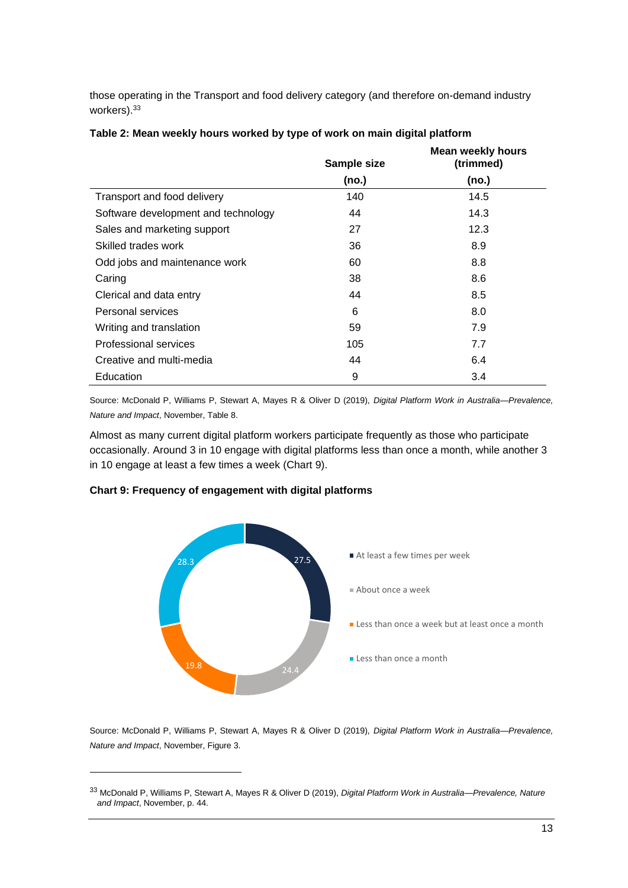those operating in the Transport and food delivery category (and therefore on-demand industry workers).[33]

**Table 2: Mean weekly hours worked by type of work on main digital platform**

| | Sample size | Mean weekly hours (trimmed) |
|---|---|---|
| | (no.) | (no.) |
| Transport and food delivery | 140 | 14.5 |
| Software development and technology | 44 | 14.3 |
| Sales and marketing support | 27 | 12.3 |
| Skilled trades work | 36 | 8.9 |
| Odd jobs and maintenance work | 60 | 8.8 |
| Caring | 38 | 8.6 |
| Clerical and data entry | 44 | 8.5 |
| Personal services | 6 | 8.0 |
| Writing and translation | 59 | 7.9 |
| Professional services | 105 | 7.7 |
| Creative and multi-media | 44 | 6.4 |
| Education | 9 | 3.4 |

Source: McDonald P, Williams P, Stewart A, Mayes R & Oliver D (2019), *Digital Platform Work in Australia—Prevalence, Nature and Impact*, November, Table 8.

Almost as many current digital platform workers participate frequently as those who participate occasionally. Around 3 in 10 engage with digital platforms less than once a month, while another 3 in 10 engage at least a few times a week (Chart 9).

**Chart 9: Frequency of engagement with digital platforms**

| Frequency | % |
|---|---|
| At least a few times per week | 27.5 |
| About once a week | 24.4 |
| Less than once a week but at least once a month | 19.8 |
| Less than once a month | 28.3 |

Source: McDonald P, Williams P, Stewart A, Mayes R & Oliver D (2019), *Digital Platform Work in Australia—Prevalence, Nature and Impact*, November, Figure 3.

---

[33] McDonald P, Williams P, Stewart A, Mayes R & Oliver D (2019), *Digital Platform Work in Australia—Prevalence, Nature and Impact*, November, p. 44.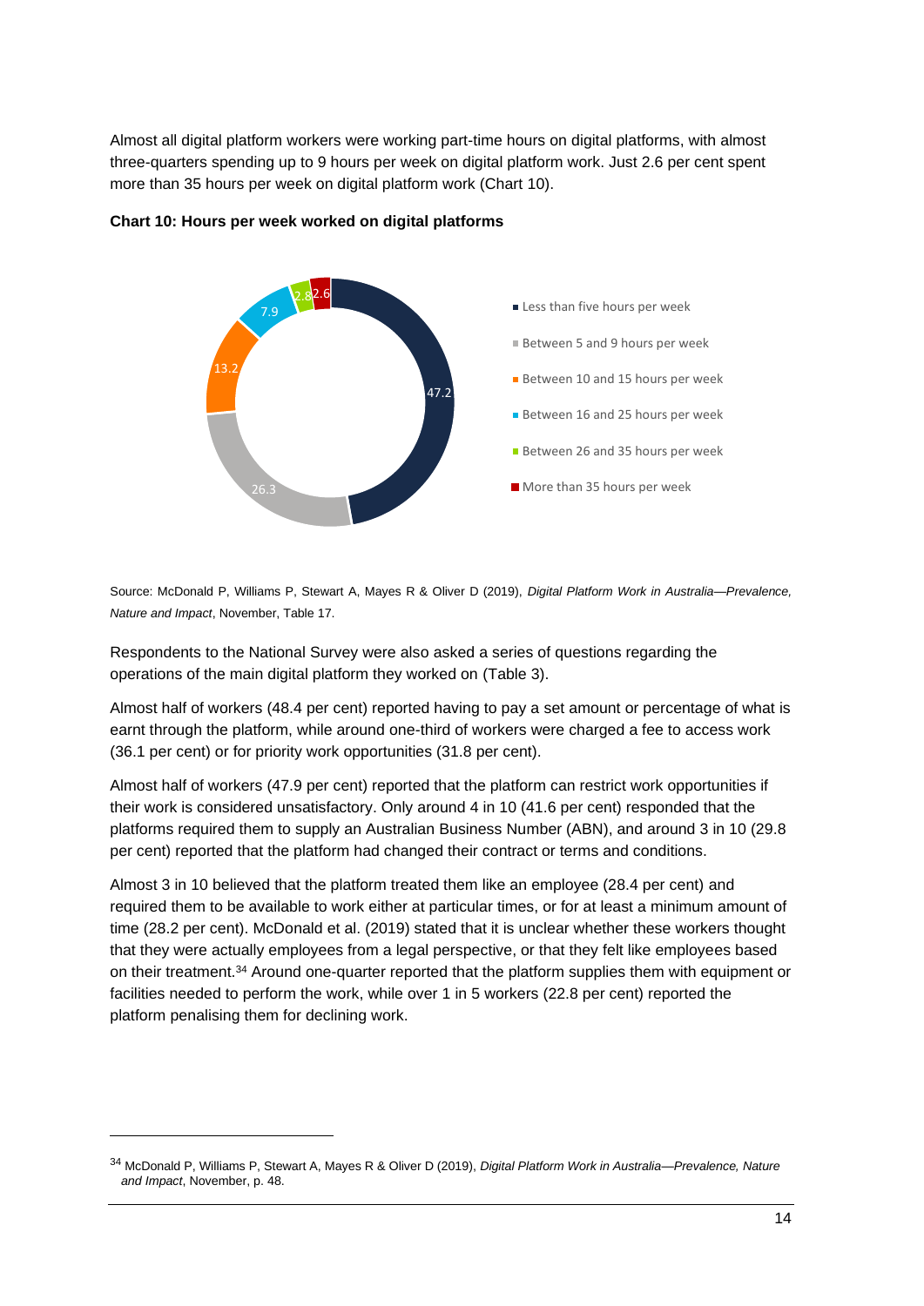Almost all digital platform workers were working part-time hours on digital platforms, with almost three-quarters spending up to 9 hours per week on digital platform work. Just 2.6 per cent spent more than 35 hours per week on digital platform work (Chart 10).

**Chart 10: Hours per week worked on digital platforms**

| Hours per week | Per cent |
|---|---|
| Less than five hours per week | 47.2 |
| Between 5 and 9 hours per week | 26.3 |
| Between 10 and 15 hours per week | 13.2 |
| Between 16 and 25 hours per week | 7.9 |
| Between 26 and 35 hours per week | 2.8 |
| More than 35 hours per week | 2.6 |

Source: McDonald P, Williams P, Stewart A, Mayes R & Oliver D (2019), *Digital Platform Work in Australia—Prevalence, Nature and Impact*, November, Table 17.

Respondents to the National Survey were also asked a series of questions regarding the operations of the main digital platform they worked on (Table 3).

Almost half of workers (48.4 per cent) reported having to pay a set amount or percentage of what is earnt through the platform, while around one-third of workers were charged a fee to access work (36.1 per cent) or for priority work opportunities (31.8 per cent).

Almost half of workers (47.9 per cent) reported that the platform can restrict work opportunities if their work is considered unsatisfactory. Only around 4 in 10 (41.6 per cent) responded that the platforms required them to supply an Australian Business Number (ABN), and around 3 in 10 (29.8 per cent) reported that the platform had changed their contract or terms and conditions.

Almost 3 in 10 believed that the platform treated them like an employee (28.4 per cent) and required them to be available to work either at particular times, or for at least a minimum amount of time (28.2 per cent). McDonald et al. (2019) stated that it is unclear whether these workers thought that they were actually employees from a legal perspective, or that they felt like employees based on their treatment.[34] Around one-quarter reported that the platform supplies them with equipment or facilities needed to perform the work, while over 1 in 5 workers (22.8 per cent) reported the platform penalising them for declining work.

[34] McDonald P, Williams P, Stewart A, Mayes R & Oliver D (2019), *Digital Platform Work in Australia—Prevalence, Nature and Impact*, November, p. 48.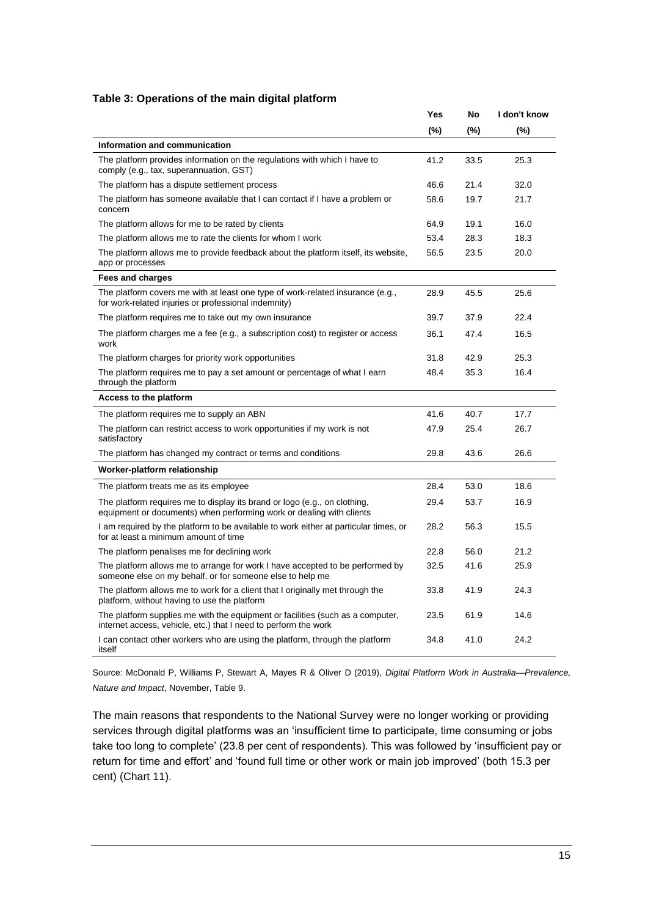**Table 3: Operations of the main digital platform**

| | Yes (%) | No (%) | I don't know (%) |
|---|---|---|---|
| **Information and communication** | | | |
| The platform provides information on the regulations with which I have to comply (e.g., tax, superannuation, GST) | 41.2 | 33.5 | 25.3 |
| The platform has a dispute settlement process | 46.6 | 21.4 | 32.0 |
| The platform has someone available that I can contact if I have a problem or concern | 58.6 | 19.7 | 21.7 |
| The platform allows for me to be rated by clients | 64.9 | 19.1 | 16.0 |
| The platform allows me to rate the clients for whom I work | 53.4 | 28.3 | 18.3 |
| The platform allows me to provide feedback about the platform itself, its website, app or processes | 56.5 | 23.5 | 20.0 |
| **Fees and charges** | | | |
| The platform covers me with at least one type of work-related insurance (e.g., for work-related injuries or professional indemnity) | 28.9 | 45.5 | 25.6 |
| The platform requires me to take out my own insurance | 39.7 | 37.9 | 22.4 |
| The platform charges me a fee (e.g., a subscription cost) to register or access work | 36.1 | 47.4 | 16.5 |
| The platform charges for priority work opportunities | 31.8 | 42.9 | 25.3 |
| The platform requires me to pay a set amount or percentage of what I earn through the platform | 48.4 | 35.3 | 16.4 |
| **Access to the platform** | | | |
| The platform requires me to supply an ABN | 41.6 | 40.7 | 17.7 |
| The platform can restrict access to work opportunities if my work is not satisfactory | 47.9 | 25.4 | 26.7 |
| The platform has changed my contract or terms and conditions | 29.8 | 43.6 | 26.6 |
| **Worker-platform relationship** | | | |
| The platform treats me as its employee | 28.4 | 53.0 | 18.6 |
| The platform requires me to display its brand or logo (e.g., on clothing, equipment or documents) when performing work or dealing with clients | 29.4 | 53.7 | 16.9 |
| I am required by the platform to be available to work either at particular times, or for at least a minimum amount of time | 28.2 | 56.3 | 15.5 |
| The platform penalises me for declining work | 22.8 | 56.0 | 21.2 |
| The platform allows me to arrange for work I have accepted to be performed by someone else on my behalf, or for someone else to help me | 32.5 | 41.6 | 25.9 |
| The platform allows me to work for a client that I originally met through the platform, without having to use the platform | 33.8 | 41.9 | 24.3 |
| The platform supplies me with the equipment or facilities (such as a computer, internet access, vehicle, etc.) that I need to perform the work | 23.5 | 61.9 | 14.6 |
| I can contact other workers who are using the platform, through the platform itself | 34.8 | 41.0 | 24.2 |

Source: McDonald P, Williams P, Stewart A, Mayes R & Oliver D (2019), *Digital Platform Work in Australia—Prevalence, Nature and Impact*, November, Table 9.

The main reasons that respondents to the National Survey were no longer working or providing services through digital platforms was an 'insufficient time to participate, time consuming or jobs take too long to complete' (23.8 per cent of respondents). This was followed by 'insufficient pay or return for time and effort' and 'found full time or other work or main job improved' (both 15.3 per cent) (Chart 11).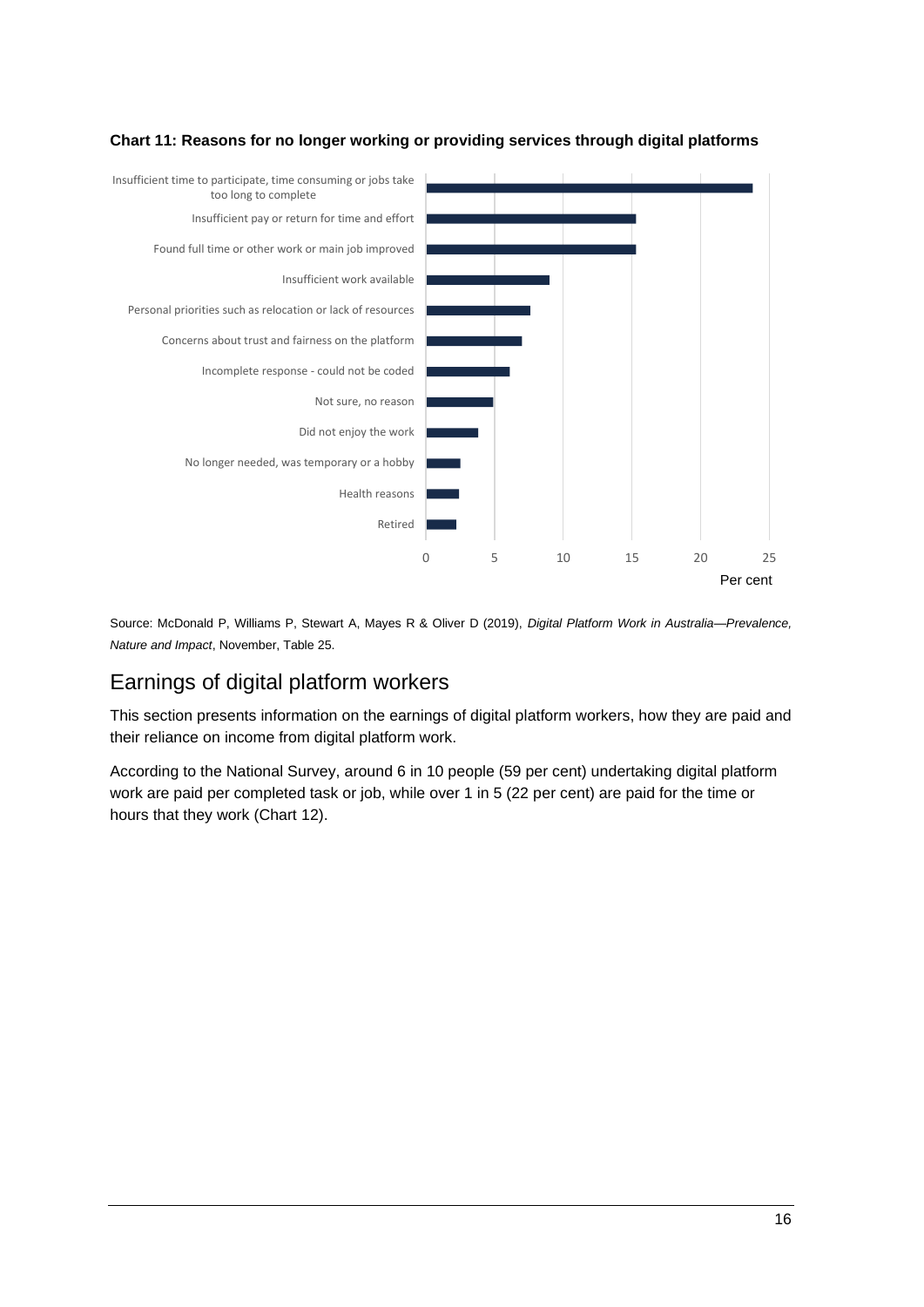**Chart 11: Reasons for no longer working or providing services through digital platforms**

| Reason | Per cent |
|---|---|
| Insufficient time to participate, time consuming or jobs take too long to complete | 23.8 |
| Insufficient pay or return for time and effort | 15.3 |
| Found full time or other work or main job improved | 15.3 |
| Insufficient work available | 9.0 |
| Personal priorities such as relocation or lack of resources | 7.6 |
| Concerns about trust and fairness on the platform | 7.0 |
| Incomplete response - could not be coded | 6.1 |
| Not sure, no reason | 4.9 |
| Did not enjoy the work | 3.8 |
| No longer needed, was temporary or a hobby | 2.5 |
| Health reasons | 2.4 |
| Retired | 2.2 |

Source: McDonald P, Williams P, Stewart A, Mayes R & Oliver D (2019), *Digital Platform Work in Australia—Prevalence, Nature and Impact*, November, Table 25.

## Earnings of digital platform workers

This section presents information on the earnings of digital platform workers, how they are paid and their reliance on income from digital platform work.

According to the National Survey, around 6 in 10 people (59 per cent) undertaking digital platform work are paid per completed task or job, while over 1 in 5 (22 per cent) are paid for the time or hours that they work (Chart 12).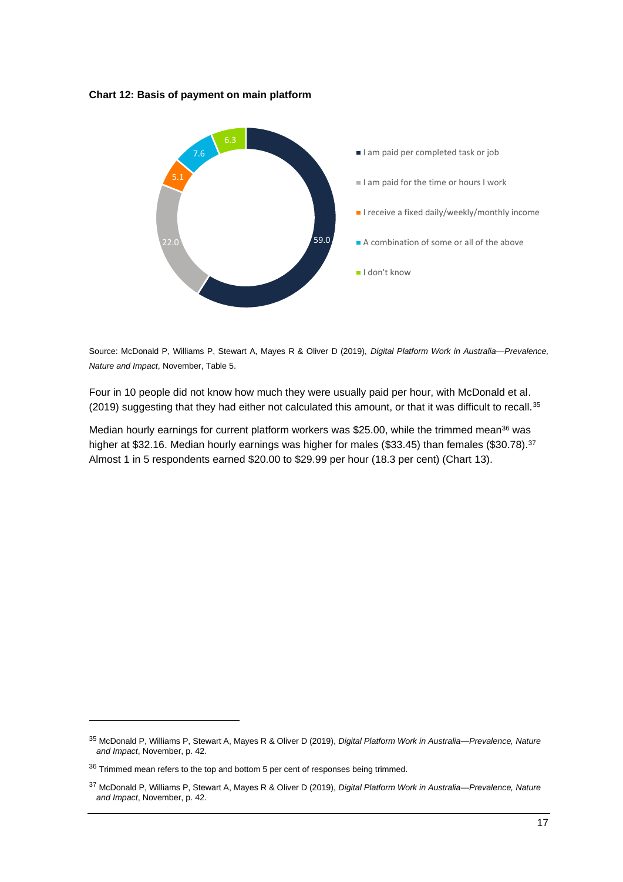**Chart 12: Basis of payment on main platform**

| Basis of payment | Per cent |
| --- | --- |
| I am paid per completed task or job | 59.0 |
| I am paid for the time or hours I work | 22.0 |
| I receive a fixed daily/weekly/monthly income | 5.1 |
| A combination of some or all of the above | 7.6 |
| I don't know | 6.3 |

Source: McDonald P, Williams P, Stewart A, Mayes R & Oliver D (2019), *Digital Platform Work in Australia—Prevalence, Nature and Impact*, November, Table 5.

Four in 10 people did not know how much they were usually paid per hour, with McDonald et al. (2019) suggesting that they had either not calculated this amount, or that it was difficult to recall.[35]

Median hourly earnings for current platform workers was $25.00, while the trimmed mean[36] was higher at $32.16. Median hourly earnings was higher for males ($33.45) than females ($30.78).[37] Almost 1 in 5 respondents earned $20.00 to $29.99 per hour (18.3 per cent) (Chart 13).

---

[35] McDonald P, Williams P, Stewart A, Mayes R & Oliver D (2019), *Digital Platform Work in Australia—Prevalence, Nature and Impact*, November, p. 42.

[36] Trimmed mean refers to the top and bottom 5 per cent of responses being trimmed.

[37] McDonald P, Williams P, Stewart A, Mayes R & Oliver D (2019), *Digital Platform Work in Australia—Prevalence, Nature and Impact*, November, p. 42.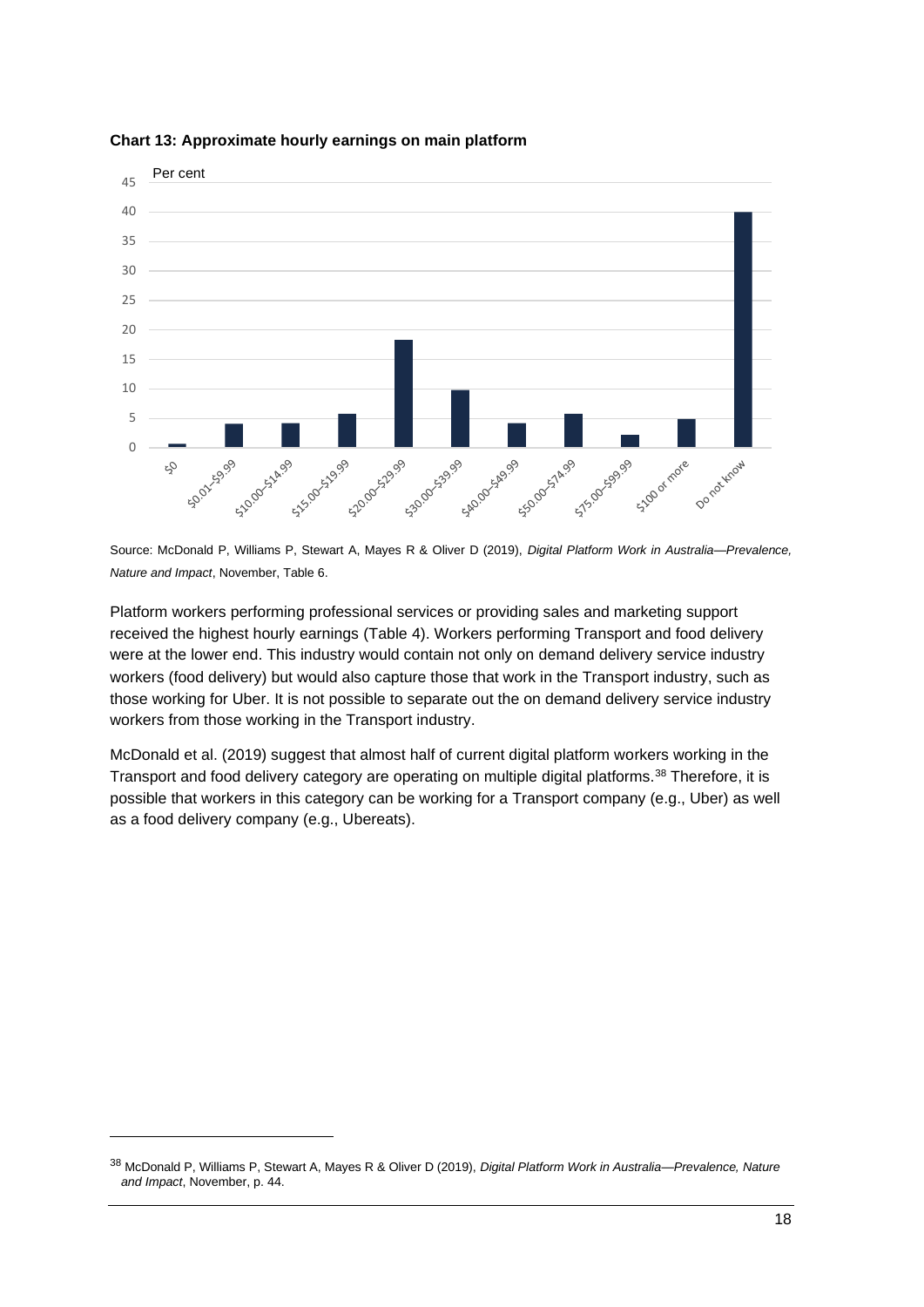**Chart 13: Approximate hourly earnings on main platform**

Source: McDonald P, Williams P, Stewart A, Mayes R & Oliver D (2019), *Digital Platform Work in Australia—Prevalence, Nature and Impact*, November, Table 6.

Platform workers performing professional services or providing sales and marketing support received the highest hourly earnings (Table 4). Workers performing Transport and food delivery were at the lower end. This industry would contain not only on demand delivery service industry workers (food delivery) but would also capture those that work in the Transport industry, such as those working for Uber. It is not possible to separate out the on demand delivery service industry workers from those working in the Transport industry.

McDonald et al. (2019) suggest that almost half of current digital platform workers working in the Transport and food delivery category are operating on multiple digital platforms.[38] Therefore, it is possible that workers in this category can be working for a Transport company (e.g., Uber) as well as a food delivery company (e.g., Ubereats).

[38] McDonald P, Williams P, Stewart A, Mayes R & Oliver D (2019), *Digital Platform Work in Australia—Prevalence, Nature and Impact*, November, p. 44.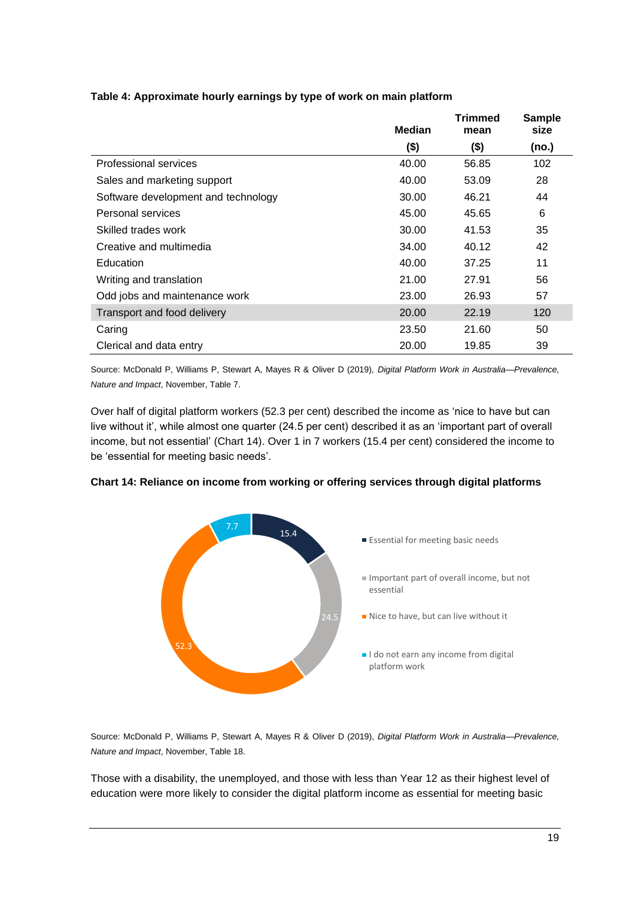**Table 4: Approximate hourly earnings by type of work on main platform**

| | Median ($) | Trimmed mean ($) | Sample size (no.) |
|---|---|---|---|
| Professional services | 40.00 | 56.85 | 102 |
| Sales and marketing support | 40.00 | 53.09 | 28 |
| Software development and technology | 30.00 | 46.21 | 44 |
| Personal services | 45.00 | 45.65 | 6 |
| Skilled trades work | 30.00 | 41.53 | 35 |
| Creative and multimedia | 34.00 | 40.12 | 42 |
| Education | 40.00 | 37.25 | 11 |
| Writing and translation | 21.00 | 27.91 | 56 |
| Odd jobs and maintenance work | 23.00 | 26.93 | 57 |
| Transport and food delivery | 20.00 | 22.19 | 120 |
| Caring | 23.50 | 21.60 | 50 |
| Clerical and data entry | 20.00 | 19.85 | 39 |

Source: McDonald P, Williams P, Stewart A, Mayes R & Oliver D (2019), *Digital Platform Work in Australia—Prevalence, Nature and Impact*, November, Table 7.

Over half of digital platform workers (52.3 per cent) described the income as 'nice to have but can live without it', while almost one quarter (24.5 per cent) described it as an 'important part of overall income, but not essential' (Chart 14). Over 1 in 7 workers (15.4 per cent) considered the income to be 'essential for meeting basic needs'.

**Chart 14: Reliance on income from working or offering services through digital platforms**

| Category | Per cent |
|---|---|
| Essential for meeting basic needs | 15.4 |
| Important part of overall income, but not essential | 24.5 |
| Nice to have, but can live without it | 52.3 |
| I do not earn any income from digital platform work | 7.7 |

Source: McDonald P, Williams P, Stewart A, Mayes R & Oliver D (2019), *Digital Platform Work in Australia—Prevalence, Nature and Impact*, November, Table 18.

Those with a disability, the unemployed, and those with less than Year 12 as their highest level of education were more likely to consider the digital platform income as essential for meeting basic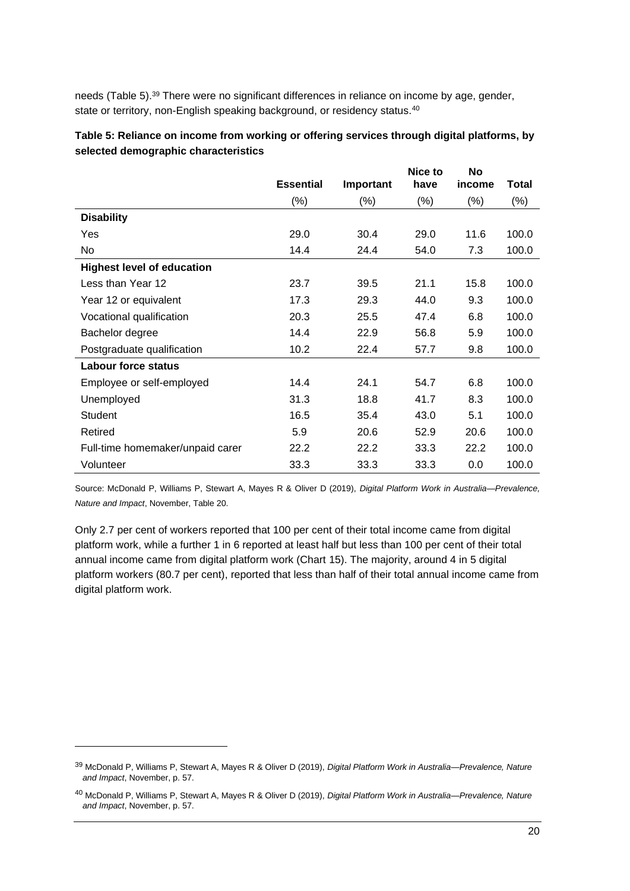needs (Table 5).[39] There were no significant differences in reliance on income by age, gender, state or territory, non-English speaking background, or residency status.[40]

**Table 5: Reliance on income from working or offering services through digital platforms, by selected demographic characteristics**

| | Essential | Important | Nice to have | No income | Total |
|---|---|---|---|---|---|
| | (%) | (%) | (%) | (%) | (%) |
| **Disability** | | | | | |
| Yes | 29.0 | 30.4 | 29.0 | 11.6 | 100.0 |
| No | 14.4 | 24.4 | 54.0 | 7.3 | 100.0 |
| **Highest level of education** | | | | | |
| Less than Year 12 | 23.7 | 39.5 | 21.1 | 15.8 | 100.0 |
| Year 12 or equivalent | 17.3 | 29.3 | 44.0 | 9.3 | 100.0 |
| Vocational qualification | 20.3 | 25.5 | 47.4 | 6.8 | 100.0 |
| Bachelor degree | 14.4 | 22.9 | 56.8 | 5.9 | 100.0 |
| Postgraduate qualification | 10.2 | 22.4 | 57.7 | 9.8 | 100.0 |
| **Labour force status** | | | | | |
| Employee or self-employed | 14.4 | 24.1 | 54.7 | 6.8 | 100.0 |
| Unemployed | 31.3 | 18.8 | 41.7 | 8.3 | 100.0 |
| Student | 16.5 | 35.4 | 43.0 | 5.1 | 100.0 |
| Retired | 5.9 | 20.6 | 52.9 | 20.6 | 100.0 |
| Full-time homemaker/unpaid carer | 22.2 | 22.2 | 33.3 | 22.2 | 100.0 |
| Volunteer | 33.3 | 33.3 | 33.3 | 0.0 | 100.0 |

Source: McDonald P, Williams P, Stewart A, Mayes R & Oliver D (2019), *Digital Platform Work in Australia—Prevalence, Nature and Impact*, November, Table 20.

Only 2.7 per cent of workers reported that 100 per cent of their total income came from digital platform work, while a further 1 in 6 reported at least half but less than 100 per cent of their total annual income came from digital platform work (Chart 15). The majority, around 4 in 5 digital platform workers (80.7 per cent), reported that less than half of their total annual income came from digital platform work.

---

[39] McDonald P, Williams P, Stewart A, Mayes R & Oliver D (2019), *Digital Platform Work in Australia—Prevalence, Nature and Impact*, November, p. 57.

[40] McDonald P, Williams P, Stewart A, Mayes R & Oliver D (2019), *Digital Platform Work in Australia—Prevalence, Nature and Impact*, November, p. 57.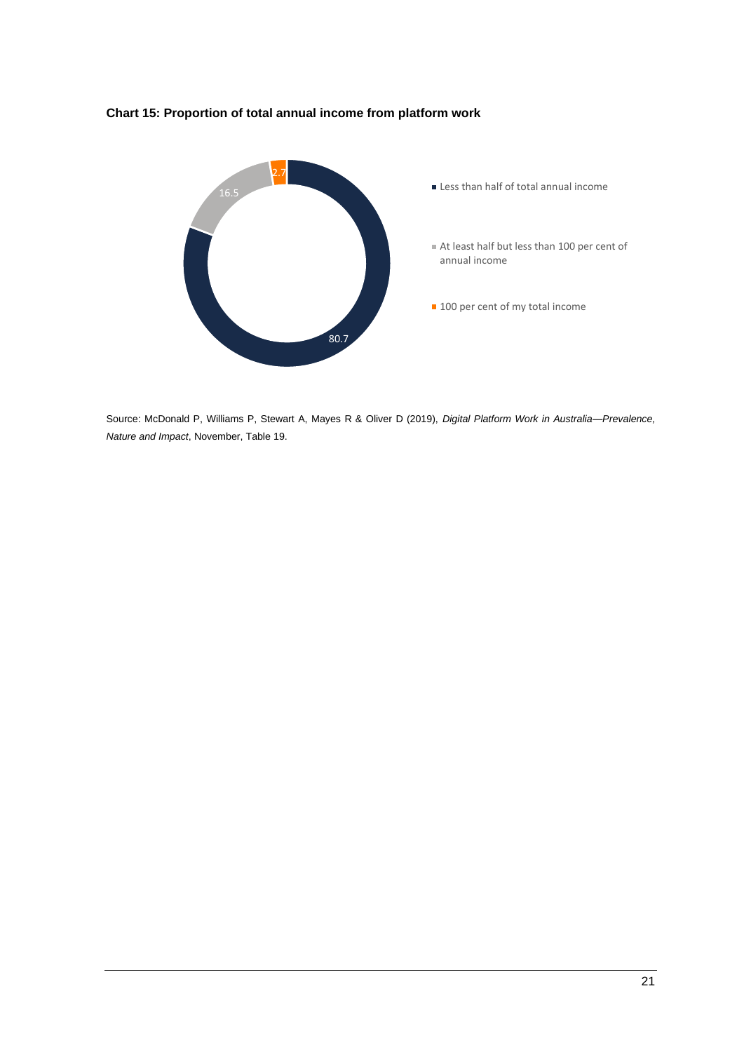**Chart 15: Proportion of total annual income from platform work**

2.7

16.5

80.7

Less than half of total annual income

At least half but less than 100 per cent of annual income

100 per cent of my total income

Source: McDonald P, Williams P, Stewart A, Mayes R & Oliver D (2019), *Digital Platform Work in Australia—Prevalence, Nature and Impact*, November, Table 19.